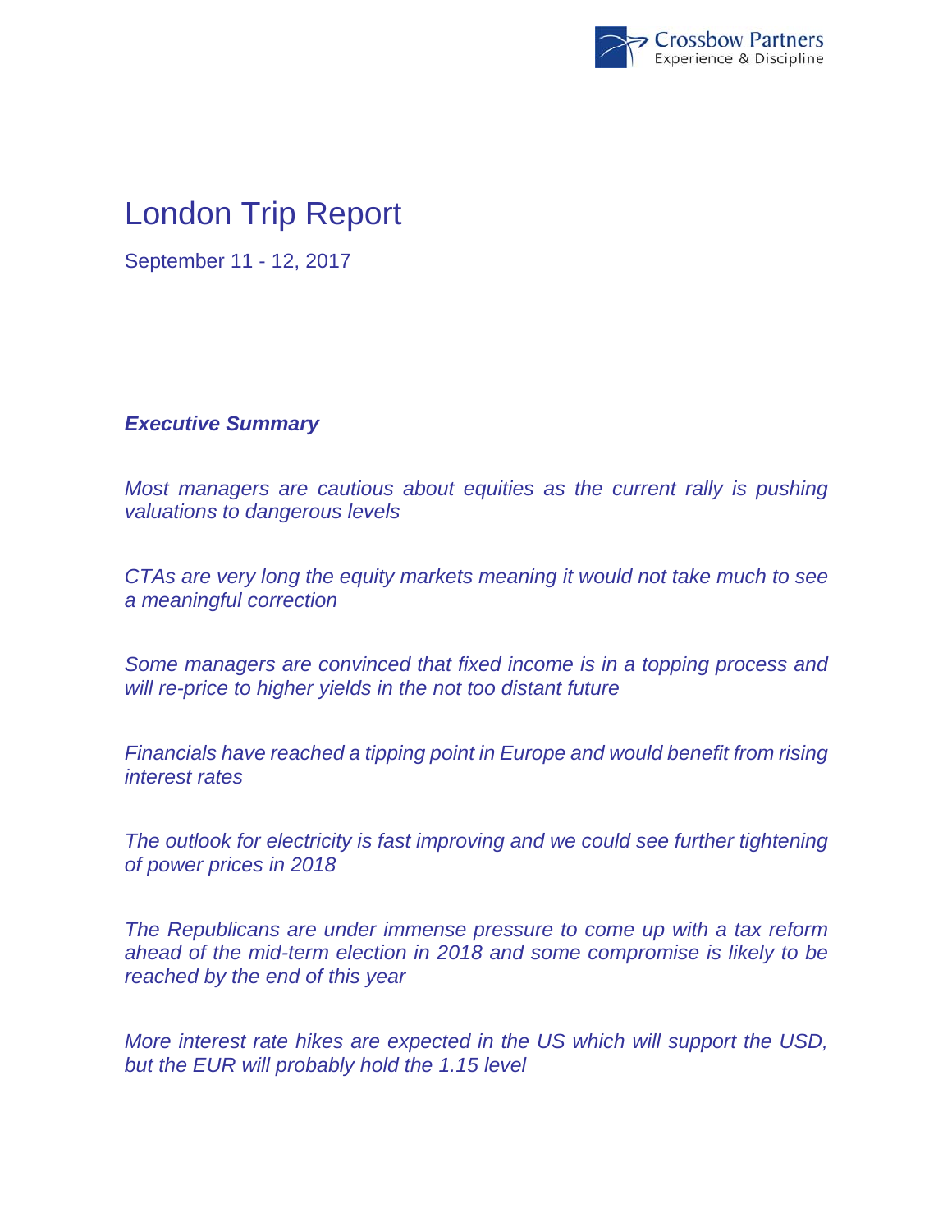# London Trip Report

September 11 - 12, 2017

***Executive Summary***

*Most managers are cautious about equities as the current rally is pushing valuations to dangerous levels*

*CTAs are very long the equity markets meaning it would not take much to see a meaningful correction*

*Some managers are convinced that fixed income is in a topping process and will re-price to higher yields in the not too distant future*

*Financials have reached a tipping point in Europe and would benefit from rising interest rates*

*The outlook for electricity is fast improving and we could see further tightening of power prices in 2018*

*The Republicans are under immense pressure to come up with a tax reform ahead of the mid-term election in 2018 and some compromise is likely to be reached by the end of this year*

*More interest rate hikes are expected in the US which will support the USD, but the EUR will probably hold the 1.15 level*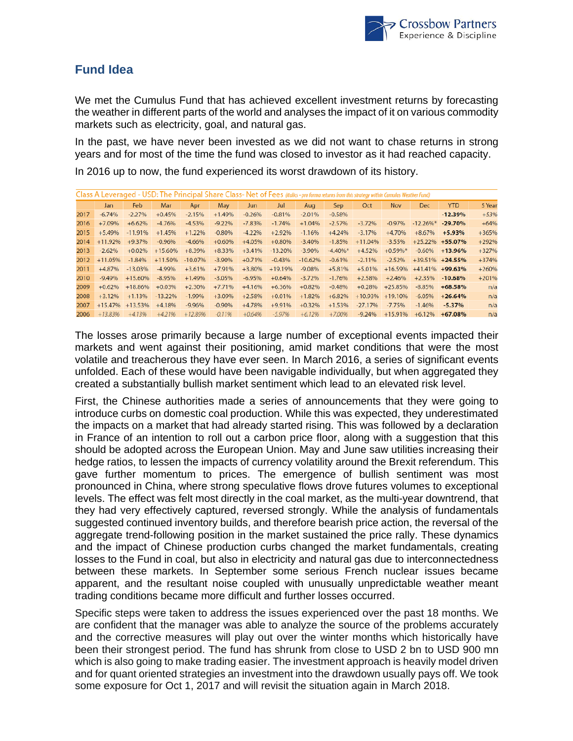## Fund Idea

We met the Cumulus Fund that has achieved excellent investment returns by forecasting the weather in different parts of the world and analyses the impact of it on various commodity markets such as electricity, goal, and natural gas.

In the past, we have never been invested as we did not want to chase returns in strong years and for most of the time the fund was closed to investor as it had reached capacity.

In 2016 up to now, the fund experienced its worst drawdown of its history.

Class A Leveraged - USD: The Principal Share Class- Net of Fees *(italics - pro forma returns from this strategy within Cumulus Weather Fund)*

| | Jan | Feb | Mar | Apr | May | Jun | Jul | Aug | Sep | Oct | Nov | Dec | YTD | 5 Year |
|---|---|---|---|---|---|---|---|---|---|---|---|---|---|---|
| 2017 | -6.74% | -2.27% | +0.45% | -2.15% | +1.49% | -0.26% | -0.81% | -2.01% | -0.58% | | | | **-12.39%** | +53% |
| 2016 | +7.09% | +6.62% | -4.76% | -4.53% | -9.22% | -7.83% | -1.74% | +1.04% | -2.57% | -3.72% | -0.97% | -12.26%* | **-29.70%** | +64% |
| 2015 | +5.49% | -11.91% | +1.45% | +1.22% | -0.80% | -4.22% | +2.92% | -1.16% | +4.24% | -3.17% | +4.70% | +8.67% | **+5.93%** | +365% |
| 2014 | +11.92% | +9.37% | -0.96% | -4.66% | +0.60% | +4.05% | +0.80% | -3.40% | -1.85% | +11.04% | -3.55% | +25.22% | **+55.07%** | +292% |
| 2013 | -2.62% | +0.02% | +15.60% | +8.39% | +8.33% | +3.41% | -13.20% | -3.90% | -4.40%* | +4.52% | +0.59%* | -0.60% | **+13.96%** | +327% |
| 2012 | +11.05% | -1.84% | +11.50% | -10.07% | -3.90% | +0.71% | -0.43% | -10.62% | -0.61% | -2.11% | -2.52% | +39.51% | **+24.55%** | +374% |
| 2011 | +4.87% | -13.03% | -4.99% | +3.61% | +7.91% | +3.80% | +19.19% | -9.08% | +5.81% | +5.01% | +16.59% | +41.41% | **+99.63%** | +260% |
| 2010 | -9.49% | +15.60% | -8.95% | +1.49% | -3.05% | -6.95% | +0.64% | -3.72% | -1.76% | +2.58% | +2.46% | +2.35% | **-10.68%** | +201% |
| 2009 | +0.62% | +18.86% | +0.03% | +2.30% | +7.71% | +4.16% | +6.36% | +0.82% | -0.48% | +0.28% | +25.85% | -8.85% | **+68.58%** | n/a |
| 2008 | +3.12% | +1.13% | -13.22% | -1.99% | +3.09% | +2.58% | +0.01% | +1.82% | +6.82% | +10.93% | +19.10% | -6.05% | **+26.64%** | n/a |
| 2007 | +15.47% | +13.53% | +4.18% | -9.96% | -0.90% | +4.78% | +9.91% | +0.32% | +1.53% | -27.17% | -7.75% | -1.46% | **-5.37%** | n/a |
| 2006 | *+13.83%* | *+4.13%* | *+4.21%* | *+12.89%* | *-0.11%* | *+0.64%* | *-5.97%* | *+6.12%* | *+7.00%* | -9.24% | +15.91% | +6.12% | **+67.08%** | n/a |

The losses arose primarily because a large number of exceptional events impacted their markets and went against their positioning, amid market conditions that were the most volatile and treacherous they have ever seen. In March 2016, a series of significant events unfolded. Each of these would have been navigable individually, but when aggregated they created a substantially bullish market sentiment which lead to an elevated risk level.

First, the Chinese authorities made a series of announcements that they were going to introduce curbs on domestic coal production. While this was expected, they underestimated the impacts on a market that had already started rising. This was followed by a declaration in France of an intention to roll out a carbon price floor, along with a suggestion that this should be adopted across the European Union. May and June saw utilities increasing their hedge ratios, to lessen the impacts of currency volatility around the Brexit referendum. This gave further momentum to prices. The emergence of bullish sentiment was most pronounced in China, where strong speculative flows drove futures volumes to exceptional levels. The effect was felt most directly in the coal market, as the multi-year downtrend, that they had very effectively captured, reversed strongly. While the analysis of fundamentals suggested continued inventory builds, and therefore bearish price action, the reversal of the aggregate trend-following position in the market sustained the price rally. These dynamics and the impact of Chinese production curbs changed the market fundamentals, creating losses to the Fund in coal, but also in electricity and natural gas due to interconnectedness between these markets. In September some serious French nuclear issues became apparent, and the resultant noise coupled with unusually unpredictable weather meant trading conditions became more difficult and further losses occurred.

Specific steps were taken to address the issues experienced over the past 18 months. We are confident that the manager was able to analyze the source of the problems accurately and the corrective measures will play out over the winter months which historically have been their strongest period. The fund has shrunk from close to USD 2 bn to USD 900 mn which is also going to make trading easier. The investment approach is heavily model driven and for quant oriented strategies an investment into the drawdown usually pays off. We took some exposure for Oct 1, 2017 and will revisit the situation again in March 2018.